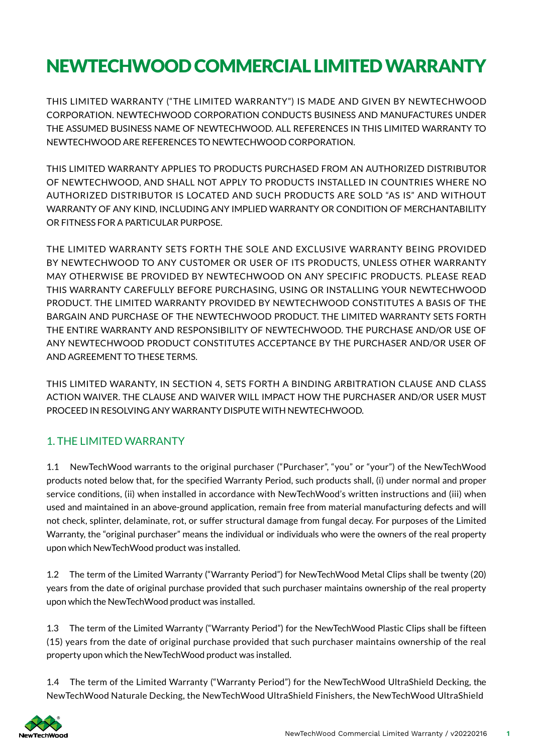# NEWTECHWOOD COMMERCIAL LIMITED WARRANTY

THIS LIMITED WARRANTY ("THE LIMITED WARRANTY") IS MADE AND GIVEN BY NEWTECHWOOD CORPORATION. NEWTECHWOOD CORPORATION CONDUCTS BUSINESS AND MANUFACTURES UNDER THE ASSUMED BUSINESS NAME OF NEWTECHWOOD. ALL REFERENCES IN THIS LIMITED WARRANTY TO NEWTECHWOOD ARE REFERENCES TO NEWTECHWOOD CORPORATION.

THIS LIMITED WARRANTY APPLIES TO PRODUCTS PURCHASED FROM AN AUTHORIZED DISTRIBUTOR OF NEWTECHWOOD, AND SHALL NOT APPLY TO PRODUCTS INSTALLED IN COUNTRIES WHERE NO AUTHORIZED DISTRIBUTOR IS LOCATED AND SUCH PRODUCTS ARE SOLD "AS IS" AND WITHOUT WARRANTY OF ANY KIND, INCLUDING ANY IMPLIED WARRANTY OR CONDITION OF MERCHANTABILITY OR FITNESS FOR A PARTICULAR PURPOSE.

THE LIMITED WARRANTY SETS FORTH THE SOLE AND EXCLUSIVE WARRANTY BEING PROVIDED BY NEWTECHWOOD TO ANY CUSTOMER OR USER OF ITS PRODUCTS, UNLESS OTHER WARRANTY MAY OTHERWISE BE PROVIDED BY NEWTECHWOOD ON ANY SPECIFIC PRODUCTS. PLEASE READ THIS WARRANTY CAREFULLY BEFORE PURCHASING, USING OR INSTALLING YOUR NEWTECHWOOD PRODUCT. THE LIMITED WARRANTY PROVIDED BY NEWTECHWOOD CONSTITUTES A BASIS OF THE BARGAIN AND PURCHASE OF THE NEWTECHWOOD PRODUCT. THE LIMITED WARRANTY SETS FORTH THE ENTIRE WARRANTY AND RESPONSIBILITY OF NEWTECHWOOD. THE PURCHASE AND/OR USE OF ANY NEWTECHWOOD PRODUCT CONSTITUTES ACCEPTANCE BY THE PURCHASER AND/OR USER OF AND AGREEMENT TO THESE TERMS.

THIS LIMITED WARANTY, IN SECTION 4, SETS FORTH A BINDING ARBITRATION CLAUSE AND CLASS ACTION WAIVER. THE CLAUSE AND WAIVER WILL IMPACT HOW THE PURCHASER AND/OR USER MUST PROCEED IN RESOLVING ANY WARRANTY DISPUTE WITH NEWTECHWOOD.

## 1. THE LIMITED WARRANTY

1.1 NewTechWood warrants to the original purchaser ("Purchaser", "you" or "your") of the NewTechWood products noted below that, for the specified Warranty Period, such products shall, (i) under normal and proper service conditions, (ii) when installed in accordance with NewTechWood's written instructions and (iii) when used and maintained in an above-ground application, remain free from material manufacturing defects and will not check, splinter, delaminate, rot, or suffer structural damage from fungal decay. For purposes of the Limited Warranty, the "original purchaser" means the individual or individuals who were the owners of the real property upon which NewTechWood product was installed.

1.2 The term of the Limited Warranty ("Warranty Period") for NewTechWood Metal Clips shall be twenty (20) years from the date of original purchase provided that such purchaser maintains ownership of the real property upon which the NewTechWood product was installed.

1.3 The term of the Limited Warranty ("Warranty Period") for the NewTechWood Plastic Clips shall be fifteen (15) years from the date of original purchase provided that such purchaser maintains ownership of the real property upon which the NewTechWood product was installed.

1.4 The term of the Limited Warranty ("Warranty Period") for the NewTechWood UltraShield Decking, the NewTechWood Naturale Decking, the NewTechWood UltraShield Finishers, the NewTechWood UltraShield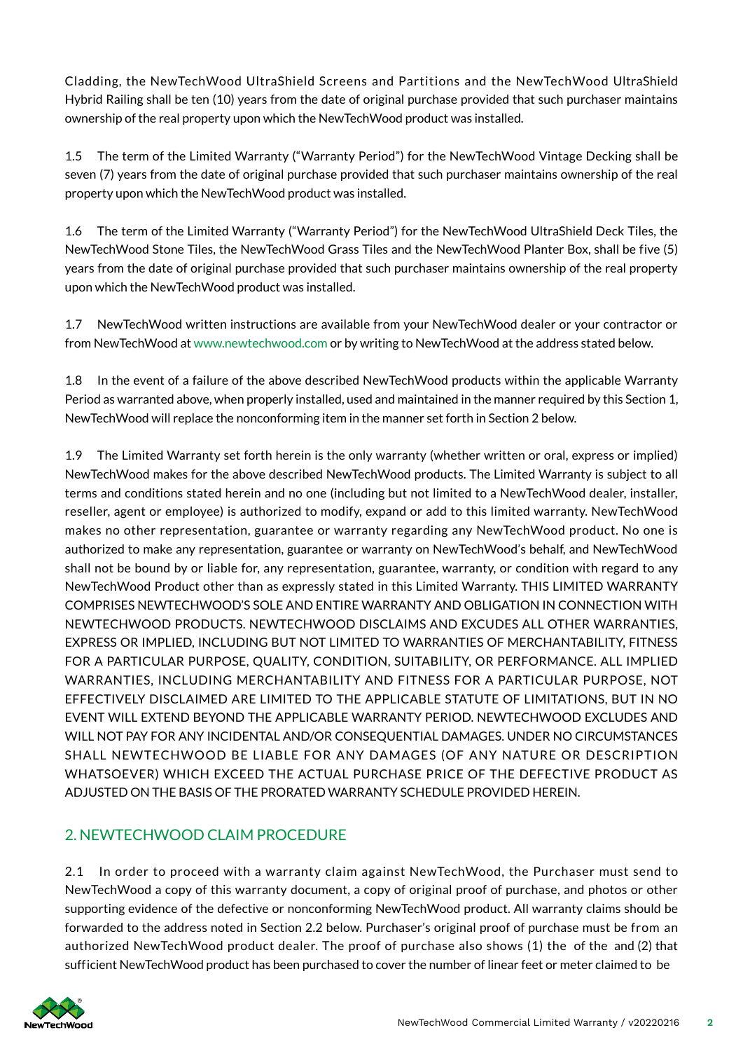Cladding, the NewTechWood UltraShield Screens and Partitions and the NewTechWood UltraShield Hybrid Railing shall be ten (10) years from the date of original purchase provided that such purchaser maintains ownership of the real property upon which the NewTechWood product was installed.

1.5 The term of the Limited Warranty ("Warranty Period") for the NewTechWood Vintage Decking shall be seven (7) years from the date of original purchase provided that such purchaser maintains ownership of the real property upon which the NewTechWood product was installed.

1.6 The term of the Limited Warranty ("Warranty Period") for the NewTechWood UltraShield Deck Tiles, the NewTechWood Stone Tiles, the NewTechWood Grass Tiles and the NewTechWood Planter Box, shall be five (5) years from the date of original purchase provided that such purchaser maintains ownership of the real property upon which the NewTechWood product was installed.

1.7 NewTechWood written instructions are available from your NewTechWood dealer or your contractor or from NewTechWood at www.newtechwood.com or by writing to NewTechWood at the address stated below.

1.8 In the event of a failure of the above described NewTechWood products within the applicable Warranty Period as warranted above, when properly installed, used and maintained in the manner required by this Section 1, NewTechWood will replace the nonconforming item in the manner set forth in Section 2 below.

1.9 The Limited Warranty set forth herein is the only warranty (whether written or oral, express or implied) NewTechWood makes for the above described NewTechWood products. The Limited Warranty is subject to all terms and conditions stated herein and no one (including but not limited to a NewTechWood dealer, installer, reseller, agent or employee) is authorized to modify, expand or add to this limited warranty. NewTechWood makes no other representation, guarantee or warranty regarding any NewTechWood product. No one is authorized to make any representation, guarantee or warranty on NewTechWood's behalf, and NewTechWood shall not be bound by or liable for, any representation, guarantee, warranty, or condition with regard to any NewTechWood Product other than as expressly stated in this Limited Warranty. THIS LIMITED WARRANTY COMPRISES NEWTECHWOOD'S SOLE AND ENTIRE WARRANTY AND OBLIGATION IN CONNECTION WITH NEWTECHWOOD PRODUCTS. NEWTECHWOOD DISCLAIMS AND EXCUDES ALL OTHER WARRANTIES, EXPRESS OR IMPLIED, INCLUDING BUT NOT LIMITED TO WARRANTIES OF MERCHANTABILITY, FITNESS FOR A PARTICULAR PURPOSE, QUALITY, CONDITION, SUITABILITY, OR PERFORMANCE. ALL IMPLIED WARRANTIES, INCLUDING MERCHANTABILITY AND FITNESS FOR A PARTICULAR PURPOSE, NOT EFFECTIVELY DISCLAIMED ARE LIMITED TO THE APPLICABLE STATUTE OF LIMITATIONS, BUT IN NO EVENT WILL EXTEND BEYOND THE APPLICABLE WARRANTY PERIOD. NEWTECHWOOD EXCLUDES AND WILL NOT PAY FOR ANY INCIDENTAL AND/OR CONSEQUENTIAL DAMAGES. UNDER NO CIRCUMSTANCES SHALL NEWTECHWOOD BE LIABLE FOR ANY DAMAGES (OF ANY NATURE OR DESCRIPTION WHATSOEVER) WHICH EXCEED THE ACTUAL PURCHASE PRICE OF THE DEFECTIVE PRODUCT AS ADJUSTED ON THE BASIS OF THE PRORATED WARRANTY SCHEDULE PROVIDED HEREIN.

## 2. NEWTECHWOOD CLAIM PROCEDURE

2.1 In order to proceed with a warranty claim against NewTechWood, the Purchaser must send to NewTechWood a copy of this warranty document, a copy of original proof of purchase, and photos or other supporting evidence of the defective or nonconforming NewTechWood product. All warranty claims should be forwarded to the address noted in Section 2.2 below. Purchaser's original proof of purchase must be from an authorized NewTechWood product dealer. The proof of purchase also shows (1) the of the and (2) that sufficient NewTechWood product has been purchased to cover the number of linear feet or meter claimed to be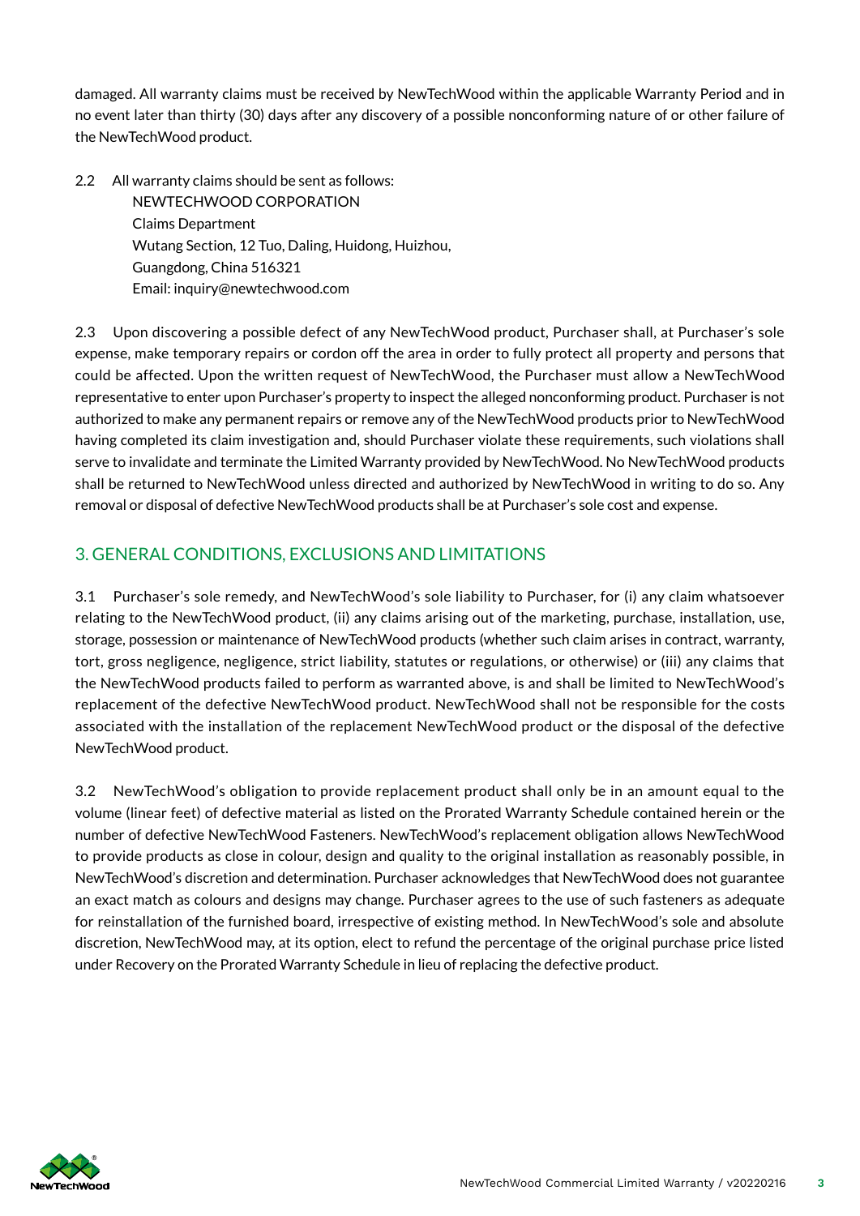damaged. All warranty claims must be received by NewTechWood within the applicable Warranty Period and in no event later than thirty (30) days after any discovery of a possible nonconforming nature of or other failure of the NewTechWood product.

2.2 All warranty claims should be sent as follows:

NEWTECHWOOD CORPORATION
Claims Department
Wutang Section, 12 Tuo, Daling, Huidong, Huizhou,
Guangdong, China 516321
Email: inquiry@newtechwood.com

2.3 Upon discovering a possible defect of any NewTechWood product, Purchaser shall, at Purchaser's sole expense, make temporary repairs or cordon off the area in order to fully protect all property and persons that could be affected. Upon the written request of NewTechWood, the Purchaser must allow a NewTechWood representative to enter upon Purchaser's property to inspect the alleged nonconforming product. Purchaser is not authorized to make any permanent repairs or remove any of the NewTechWood products prior to NewTechWood having completed its claim investigation and, should Purchaser violate these requirements, such violations shall serve to invalidate and terminate the Limited Warranty provided by NewTechWood. No NewTechWood products shall be returned to NewTechWood unless directed and authorized by NewTechWood in writing to do so. Any removal or disposal of defective NewTechWood products shall be at Purchaser's sole cost and expense.

## 3. GENERAL CONDITIONS, EXCLUSIONS AND LIMITATIONS

3.1 Purchaser's sole remedy, and NewTechWood's sole liability to Purchaser, for (i) any claim whatsoever relating to the NewTechWood product, (ii) any claims arising out of the marketing, purchase, installation, use, storage, possession or maintenance of NewTechWood products (whether such claim arises in contract, warranty, tort, gross negligence, negligence, strict liability, statutes or regulations, or otherwise) or (iii) any claims that the NewTechWood products failed to perform as warranted above, is and shall be limited to NewTechWood's replacement of the defective NewTechWood product. NewTechWood shall not be responsible for the costs associated with the installation of the replacement NewTechWood product or the disposal of the defective NewTechWood product.

3.2 NewTechWood's obligation to provide replacement product shall only be in an amount equal to the volume (linear feet) of defective material as listed on the Prorated Warranty Schedule contained herein or the number of defective NewTechWood Fasteners. NewTechWood's replacement obligation allows NewTechWood to provide products as close in colour, design and quality to the original installation as reasonably possible, in NewTechWood's discretion and determination. Purchaser acknowledges that NewTechWood does not guarantee an exact match as colours and designs may change. Purchaser agrees to the use of such fasteners as adequate for reinstallation of the furnished board, irrespective of existing method. In NewTechWood's sole and absolute discretion, NewTechWood may, at its option, elect to refund the percentage of the original purchase price listed under Recovery on the Prorated Warranty Schedule in lieu of replacing the defective product.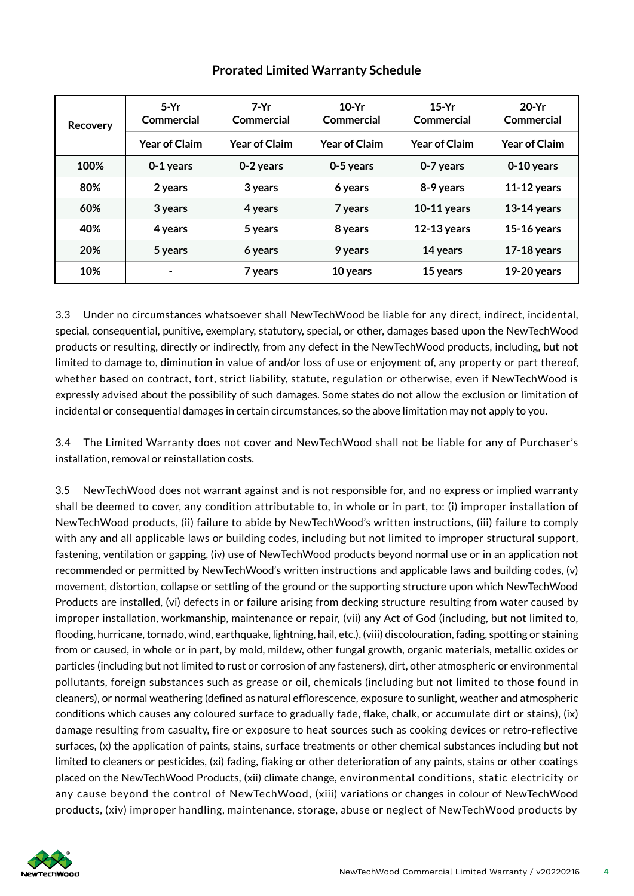## Prorated Limited Warranty Schedule

| Recovery | 5-Yr Commercial | 7-Yr Commercial | 10-Yr Commercial | 15-Yr Commercial | 20-Yr Commercial |
|---|---|---|---|---|---|
| | Year of Claim | Year of Claim | Year of Claim | Year of Claim | Year of Claim |
| 100% | 0-1 years | 0-2 years | 0-5 years | 0-7 years | 0-10 years |
| 80% | 2 years | 3 years | 6 years | 8-9 years | 11-12 years |
| 60% | 3 years | 4 years | 7 years | 10-11 years | 13-14 years |
| 40% | 4 years | 5 years | 8 years | 12-13 years | 15-16 years |
| 20% | 5 years | 6 years | 9 years | 14 years | 17-18 years |
| 10% | - | 7 years | 10 years | 15 years | 19-20 years |

3.3 Under no circumstances whatsoever shall NewTechWood be liable for any direct, indirect, incidental, special, consequential, punitive, exemplary, statutory, special, or other, damages based upon the NewTechWood products or resulting, directly or indirectly, from any defect in the NewTechWood products, including, but not limited to damage to, diminution in value of and/or loss of use or enjoyment of, any property or part thereof, whether based on contract, tort, strict liability, statute, regulation or otherwise, even if NewTechWood is expressly advised about the possibility of such damages. Some states do not allow the exclusion or limitation of incidental or consequential damages in certain circumstances, so the above limitation may not apply to you.

3.4 The Limited Warranty does not cover and NewTechWood shall not be liable for any of Purchaser's installation, removal or reinstallation costs.

3.5 NewTechWood does not warrant against and is not responsible for, and no express or implied warranty shall be deemed to cover, any condition attributable to, in whole or in part, to: (i) improper installation of NewTechWood products, (ii) failure to abide by NewTechWood's written instructions, (iii) failure to comply with any and all applicable laws or building codes, including but not limited to improper structural support, fastening, ventilation or gapping, (iv) use of NewTechWood products beyond normal use or in an application not recommended or permitted by NewTechWood's written instructions and applicable laws and building codes, (v) movement, distortion, collapse or settling of the ground or the supporting structure upon which NewTechWood Products are installed, (vi) defects in or failure arising from decking structure resulting from water caused by improper installation, workmanship, maintenance or repair, (vii) any Act of God (including, but not limited to, flooding, hurricane, tornado, wind, earthquake, lightning, hail, etc.), (viii) discolouration, fading, spotting or staining from or caused, in whole or in part, by mold, mildew, other fungal growth, organic materials, metallic oxides or particles (including but not limited to rust or corrosion of any fasteners), dirt, other atmospheric or environmental pollutants, foreign substances such as grease or oil, chemicals (including but not limited to those found in cleaners), or normal weathering (defined as natural efflorescence, exposure to sunlight, weather and atmospheric conditions which causes any coloured surface to gradually fade, flake, chalk, or accumulate dirt or stains), (ix) damage resulting from casualty, fire or exposure to heat sources such as cooking devices or retro-reflective surfaces, (x) the application of paints, stains, surface treatments or other chemical substances including but not limited to cleaners or pesticides, (xi) fading, fiaking or other deterioration of any paints, stains or other coatings placed on the NewTechWood Products, (xii) climate change, environmental conditions, static electricity or any cause beyond the control of NewTechWood, (xiii) variations or changes in colour of NewTechWood products, (xiv) improper handling, maintenance, storage, abuse or neglect of NewTechWood products by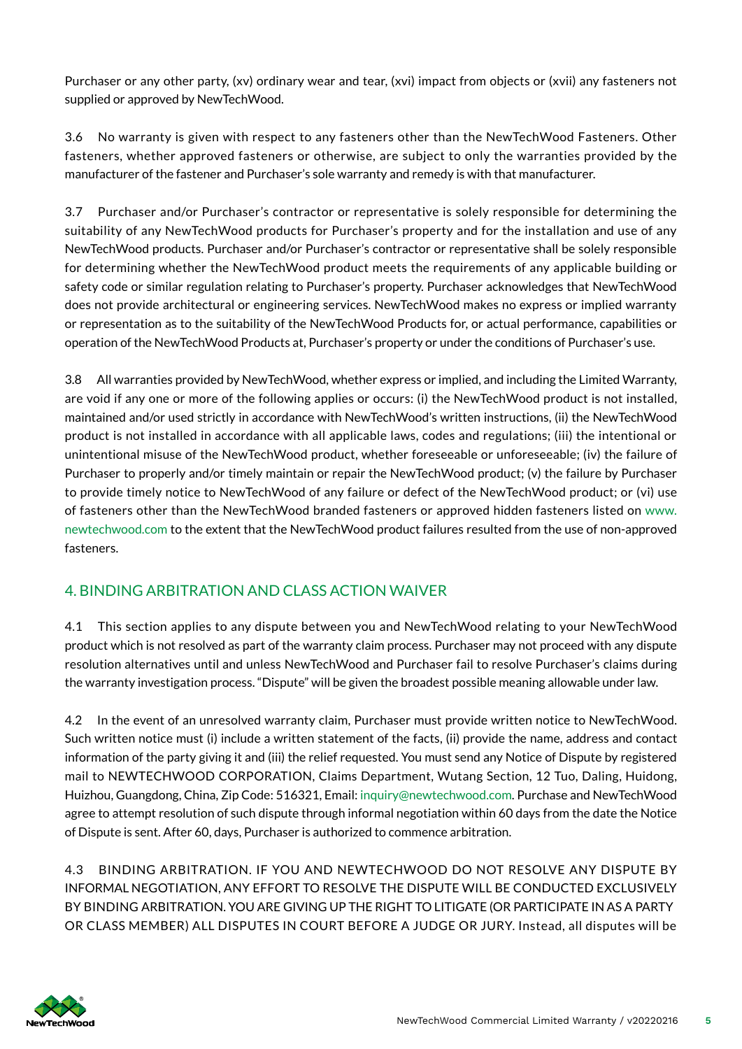Purchaser or any other party, (xv) ordinary wear and tear, (xvi) impact from objects or (xvii) any fasteners not supplied or approved by NewTechWood.

3.6 No warranty is given with respect to any fasteners other than the NewTechWood Fasteners. Other fasteners, whether approved fasteners or otherwise, are subject to only the warranties provided by the manufacturer of the fastener and Purchaser's sole warranty and remedy is with that manufacturer.

3.7 Purchaser and/or Purchaser's contractor or representative is solely responsible for determining the suitability of any NewTechWood products for Purchaser's property and for the installation and use of any NewTechWood products. Purchaser and/or Purchaser's contractor or representative shall be solely responsible for determining whether the NewTechWood product meets the requirements of any applicable building or safety code or similar regulation relating to Purchaser's property. Purchaser acknowledges that NewTechWood does not provide architectural or engineering services. NewTechWood makes no express or implied warranty or representation as to the suitability of the NewTechWood Products for, or actual performance, capabilities or operation of the NewTechWood Products at, Purchaser's property or under the conditions of Purchaser's use.

3.8 All warranties provided by NewTechWood, whether express or implied, and including the Limited Warranty, are void if any one or more of the following applies or occurs: (i) the NewTechWood product is not installed, maintained and/or used strictly in accordance with NewTechWood's written instructions, (ii) the NewTechWood product is not installed in accordance with all applicable laws, codes and regulations; (iii) the intentional or unintentional misuse of the NewTechWood product, whether foreseeable or unforeseeable; (iv) the failure of Purchaser to properly and/or timely maintain or repair the NewTechWood product; (v) the failure by Purchaser to provide timely notice to NewTechWood of any failure or defect of the NewTechWood product; or (vi) use of fasteners other than the NewTechWood branded fasteners or approved hidden fasteners listed on www.newtechwood.com to the extent that the NewTechWood product failures resulted from the use of non-approved fasteners.

## 4. BINDING ARBITRATION AND CLASS ACTION WAIVER

4.1 This section applies to any dispute between you and NewTechWood relating to your NewTechWood product which is not resolved as part of the warranty claim process. Purchaser may not proceed with any dispute resolution alternatives until and unless NewTechWood and Purchaser fail to resolve Purchaser's claims during the warranty investigation process. "Dispute" will be given the broadest possible meaning allowable under law.

4.2 In the event of an unresolved warranty claim, Purchaser must provide written notice to NewTechWood. Such written notice must (i) include a written statement of the facts, (ii) provide the name, address and contact information of the party giving it and (iii) the relief requested. You must send any Notice of Dispute by registered mail to NEWTECHWOOD CORPORATION, Claims Department, Wutang Section, 12 Tuo, Daling, Huidong, Huizhou, Guangdong, China, Zip Code: 516321, Email: inquiry@newtechwood.com. Purchase and NewTechWood agree to attempt resolution of such dispute through informal negotiation within 60 days from the date the Notice of Dispute is sent. After 60, days, Purchaser is authorized to commence arbitration.

4.3 BINDING ARBITRATION. IF YOU AND NEWTECHWOOD DO NOT RESOLVE ANY DISPUTE BY INFORMAL NEGOTIATION, ANY EFFORT TO RESOLVE THE DISPUTE WILL BE CONDUCTED EXCLUSIVELY BY BINDING ARBITRATION. YOU ARE GIVING UP THE RIGHT TO LITIGATE (OR PARTICIPATE IN AS A PARTY OR CLASS MEMBER) ALL DISPUTES IN COURT BEFORE A JUDGE OR JURY. Instead, all disputes will be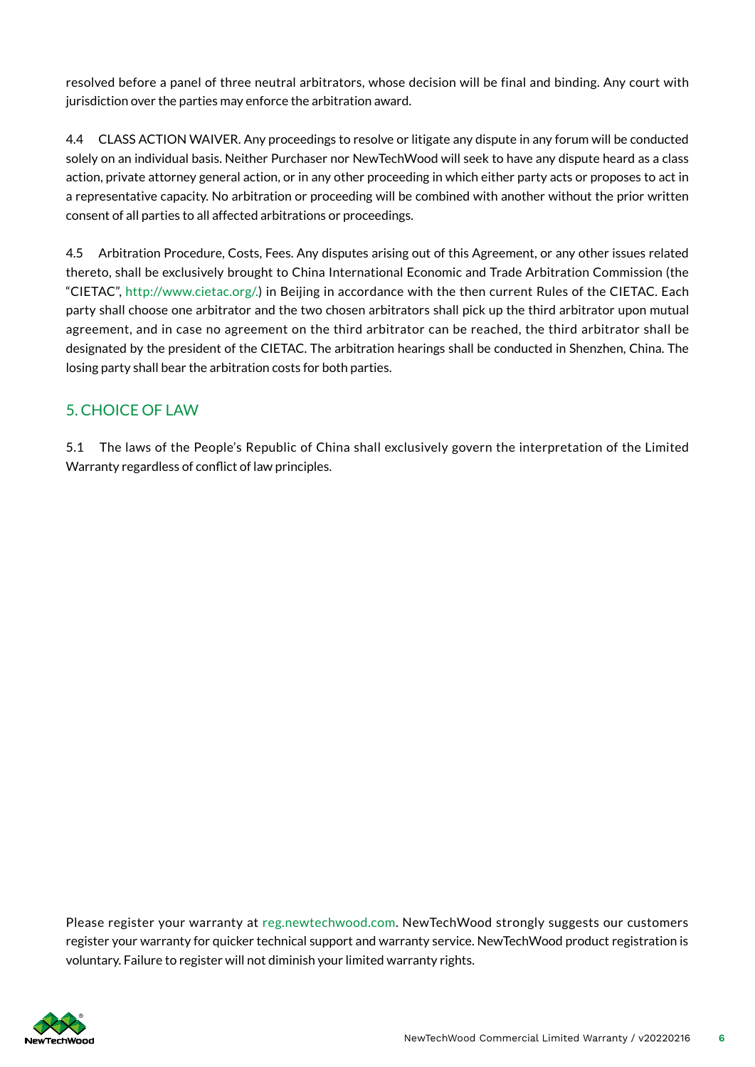resolved before a panel of three neutral arbitrators, whose decision will be final and binding. Any court with jurisdiction over the parties may enforce the arbitration award.

4.4 CLASS ACTION WAIVER. Any proceedings to resolve or litigate any dispute in any forum will be conducted solely on an individual basis. Neither Purchaser nor NewTechWood will seek to have any dispute heard as a class action, private attorney general action, or in any other proceeding in which either party acts or proposes to act in a representative capacity. No arbitration or proceeding will be combined with another without the prior written consent of all parties to all affected arbitrations or proceedings.

4.5 Arbitration Procedure, Costs, Fees. Any disputes arising out of this Agreement, or any other issues related thereto, shall be exclusively brought to China International Economic and Trade Arbitration Commission (the "CIETAC", http://www.cietac.org/.) in Beijing in accordance with the then current Rules of the CIETAC. Each party shall choose one arbitrator and the two chosen arbitrators shall pick up the third arbitrator upon mutual agreement, and in case no agreement on the third arbitrator can be reached, the third arbitrator shall be designated by the president of the CIETAC. The arbitration hearings shall be conducted in Shenzhen, China. The losing party shall bear the arbitration costs for both parties.

## 5. CHOICE OF LAW

5.1 The laws of the People's Republic of China shall exclusively govern the interpretation of the Limited Warranty regardless of conflict of law principles.

Please register your warranty at reg.newtechwood.com. NewTechWood strongly suggests our customers register your warranty for quicker technical support and warranty service. NewTechWood product registration is voluntary. Failure to register will not diminish your limited warranty rights.